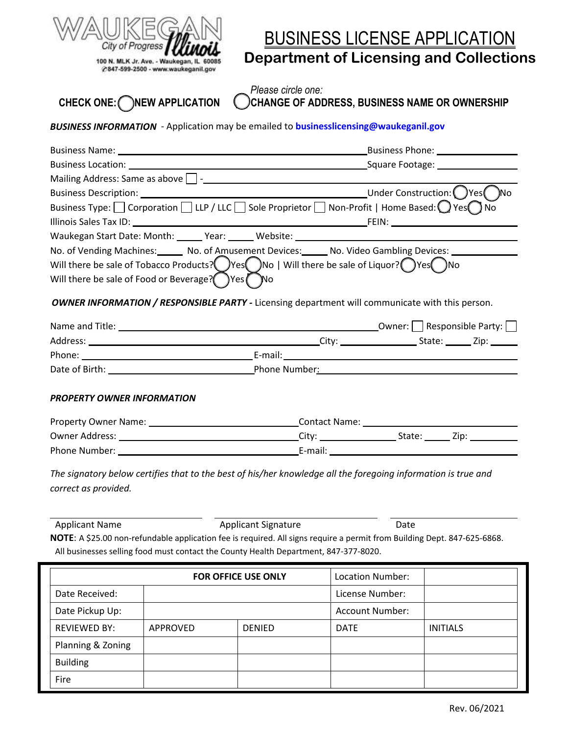WAUKEGAN City of Progress Illinois
100 N. MLK Jr. Ave. - Waukegan, IL 60085
847-599-2500 - www.waukeganil.gov

# BUSINESS LICENSE APPLICATION

## Department of Licensing and Collections

*Please circle one:*

**CHECK ONE:** ◯ **NEW APPLICATION** ◯ **CHANGE OF ADDRESS, BUSINESS NAME OR OWNERSHIP**

***BUSINESS INFORMATION*** - Application may be emailed to **businesslicensing@waukeganil.gov**

Business Name: ______________________ Business Phone: ______________

Business Location: ______________________ Square Footage: ______________

Mailing Address: Same as above ☐ - ______________________

Business Description: ______________________ Under Construction: ◯ Yes ◯ No

Business Type: ☐ Corporation ☐ LLP / LLC ☐ Sole Proprietor ☐ Non-Profit | Home Based: ◯ Yes ◯ No

Illinois Sales Tax ID: ______________________ FEIN: ______________

Waukegan Start Date: Month: _____ Year: _____ Website: ______________

No. of Vending Machines: _____ No. of Amusement Devices: _____ No. Video Gambling Devices: ______

Will there be sale of Tobacco Products? ◯ Yes ◯ No | Will there be sale of Liquor? ◯ Yes ◯ No

Will there be sale of Food or Beverage? ◯ Yes ◯ No

***OWNER INFORMATION / RESPONSIBLE PARTY -*** Licensing department will communicate with this person.

Name and Title: ______________________ Owner: ☐ Responsible Party: ☐

Address: ______________________ City: ____________ State: _____ Zip: _____

Phone: ______________________ E-mail: ______________________

Date of Birth: ______________________ Phone Number: ______________________

***PROPERTY OWNER INFORMATION***

Property Owner Name: ______________________ Contact Name: ______________________

Owner Address: ______________________ City: ____________ State: _____ Zip: _____

Phone Number: ______________________ E-mail: ______________________

*The signatory below certifies that to the best of his/her knowledge all the foregoing information is true and correct as provided.*

______________________ ______________________ ______________
Applicant Name Applicant Signature Date

**NOTE**: A $25.00 non-refundable application fee is required. All signs require a permit from Building Dept. 847-625-6868. All businesses selling food must contact the County Health Department, 847-377-8020.

| **FOR OFFICE USE ONLY** | | | Location Number: | |
|---|---|---|---|---|
| Date Received: | | | License Number: | |
| Date Pickup Up: | | | Account Number: | |
| REVIEWED BY: | APPROVED | DENIED | DATE | INITIALS |
| Planning & Zoning | | | | |
| Building | | | | |
| Fire | | | | |

Rev. 06/2021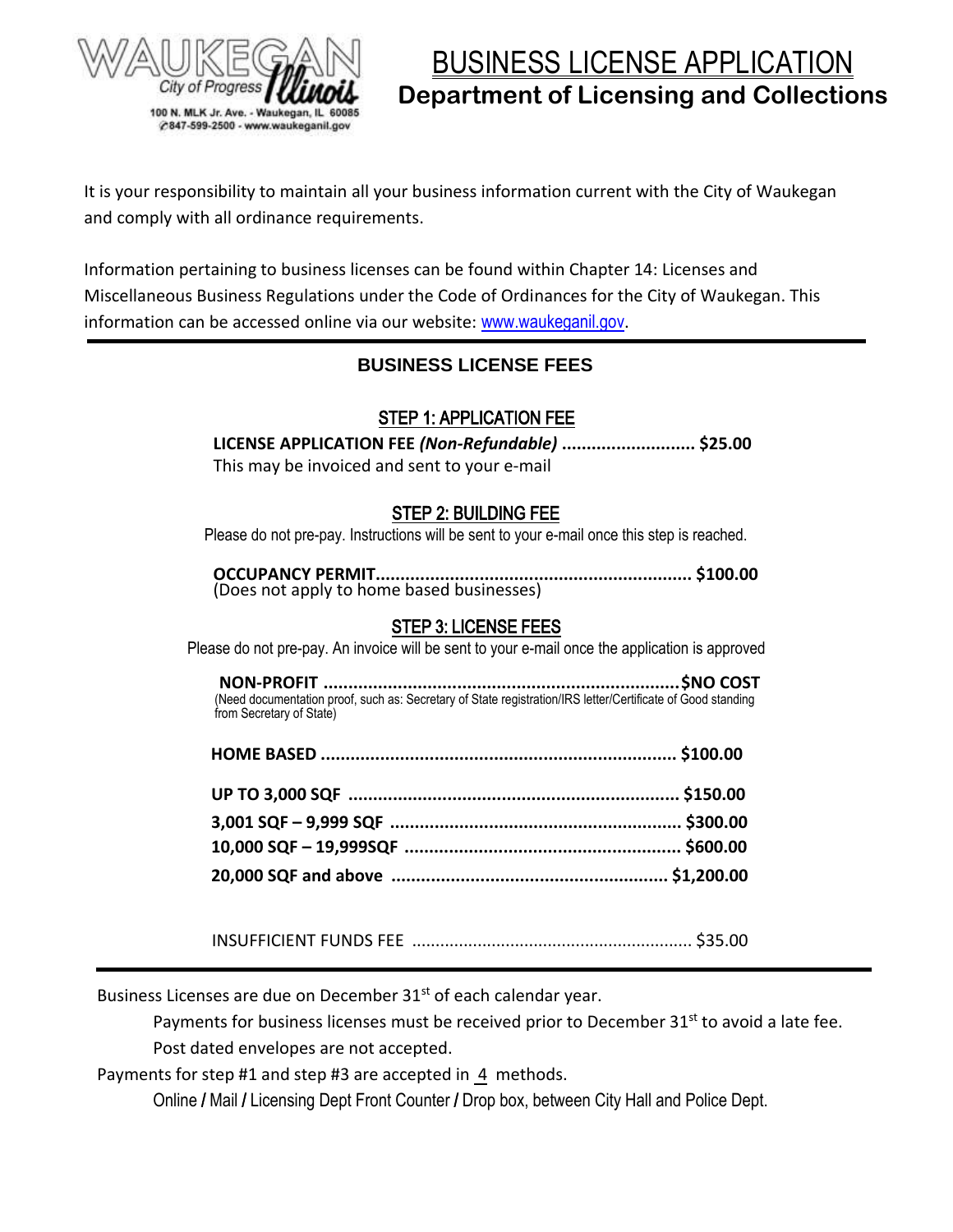WAUKEGAN City of Progress Illinois
100 N. MLK Jr. Ave. - Waukegan, IL 60085
847-599-2500 - www.waukeganil.gov

# BUSINESS LICENSE APPLICATION

## Department of Licensing and Collections

It is your responsibility to maintain all your business information current with the City of Waukegan and comply with all ordinance requirements.

Information pertaining to business licenses can be found within Chapter 14: Licenses and Miscellaneous Business Regulations under the Code of Ordinances for the City of Waukegan. This information can be accessed online via our website: www.waukeganil.gov.

---

### BUSINESS LICENSE FEES

#### STEP 1: APPLICATION FEE

**LICENSE APPLICATION FEE *(Non-Refundable)* ........................... $25.00**
This may be invoiced and sent to your e-mail

#### STEP 2: BUILDING FEE

Please do not pre-pay. Instructions will be sent to your e-mail once this step is reached.

**OCCUPANCY PERMIT................................................................ $100.00**
(Does not apply to home based businesses)

#### STEP 3: LICENSE FEES

Please do not pre-pay. An invoice will be sent to your e-mail once the application is approved

**NON-PROFIT ........................................................................$NO COST**
(Need documentation proof, such as: Secretary of State registration/IRS letter/Certificate of Good standing from Secretary of State)

**HOME BASED ....................................................................... $100.00**

**UP TO 3,000 SQF .................................................................. $150.00**
**3,001 SQF – 9,999 SQF .......................................................... $300.00**
**10,000 SQF – 19,999SQF ........................................................ $600.00**
**20,000 SQF and above ........................................................ $1,200.00**

INSUFFICIENT FUNDS FEE ........................................................... $35.00

---

Business Licenses are due on December 31st of each calendar year.

Payments for business licenses must be received prior to December 31st to avoid a late fee.

Post dated envelopes are not accepted.

Payments for step #1 and step #3 are accepted in 4 methods.

Online / Mail / Licensing Dept Front Counter / Drop box, between City Hall and Police Dept.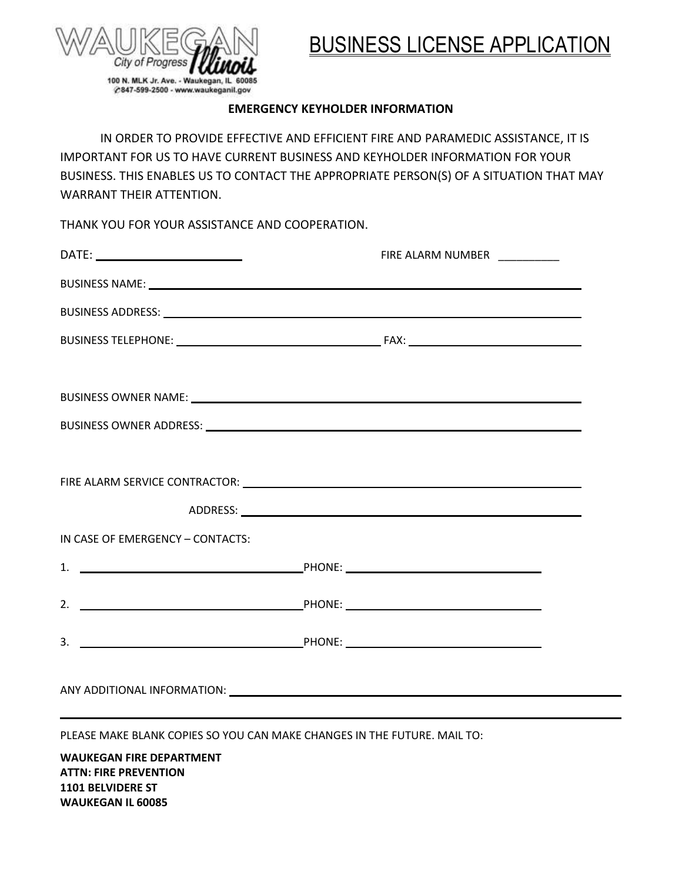WAUKEGAN City of Progress Illinois

100 N. MLK Jr. Ave. - Waukegan, IL 60085
847-599-2500 - www.waukeganil.gov

# BUSINESS LICENSE APPLICATION

**EMERGENCY KEYHOLDER INFORMATION**

IN ORDER TO PROVIDE EFFECTIVE AND EFFICIENT FIRE AND PARAMEDIC ASSISTANCE, IT IS IMPORTANT FOR US TO HAVE CURRENT BUSINESS AND KEYHOLDER INFORMATION FOR YOUR BUSINESS. THIS ENABLES US TO CONTACT THE APPROPRIATE PERSON(S) OF A SITUATION THAT MAY WARRANT THEIR ATTENTION.

THANK YOU FOR YOUR ASSISTANCE AND COOPERATION.

DATE: ______________________ FIRE ALARM NUMBER __________

BUSINESS NAME: ______________________

BUSINESS ADDRESS: ______________________

BUSINESS TELEPHONE: ______________________ FAX: ______________________

BUSINESS OWNER NAME: ______________________

BUSINESS OWNER ADDRESS: ______________________

FIRE ALARM SERVICE CONTRACTOR: ______________________

ADDRESS: ______________________

IN CASE OF EMERGENCY – CONTACTS:

1. ______________________ PHONE: ______________________

2. ______________________ PHONE: ______________________

3. ______________________ PHONE: ______________________

ANY ADDITIONAL INFORMATION: ______________________

______________________

PLEASE MAKE BLANK COPIES SO YOU CAN MAKE CHANGES IN THE FUTURE. MAIL TO:

**WAUKEGAN FIRE DEPARTMENT**
**ATTN: FIRE PREVENTION**
**1101 BELVIDERE ST**
**WAUKEGAN IL 60085**